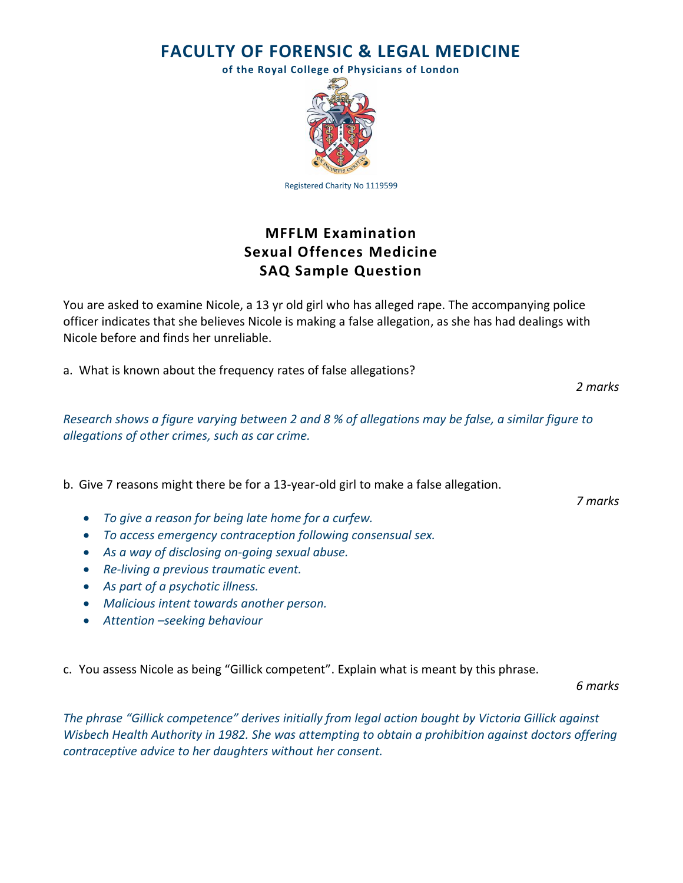# FACULTY OF FORENSIC & LEGAL MEDICINE

**of the Royal College of Physicians of London**

Registered Charity No 1119599

## MFFLM Examination
## Sexual Offences Medicine
## SAQ Sample Question

You are asked to examine Nicole, a 13 yr old girl who has alleged rape. The accompanying police officer indicates that she believes Nicole is making a false allegation, as she has had dealings with Nicole before and finds her unreliable.

a. What is known about the frequency rates of false allegations?

*2 marks*

*Research shows a figure varying between 2 and 8 % of allegations may be false, a similar figure to allegations of other crimes, such as car crime.*

b. Give 7 reasons might there be for a 13-year-old girl to make a false allegation.

*7 marks*

- *To give a reason for being late home for a curfew.*
- *To access emergency contraception following consensual sex.*
- *As a way of disclosing on-going sexual abuse.*
- *Re-living a previous traumatic event.*
- *As part of a psychotic illness.*
- *Malicious intent towards another person.*
- *Attention –seeking behaviour*

c. You assess Nicole as being "Gillick competent". Explain what is meant by this phrase.

*6 marks*

*The phrase "Gillick competence" derives initially from legal action bought by Victoria Gillick against Wisbech Health Authority in 1982. She was attempting to obtain a prohibition against doctors offering contraceptive advice to her daughters without her consent.*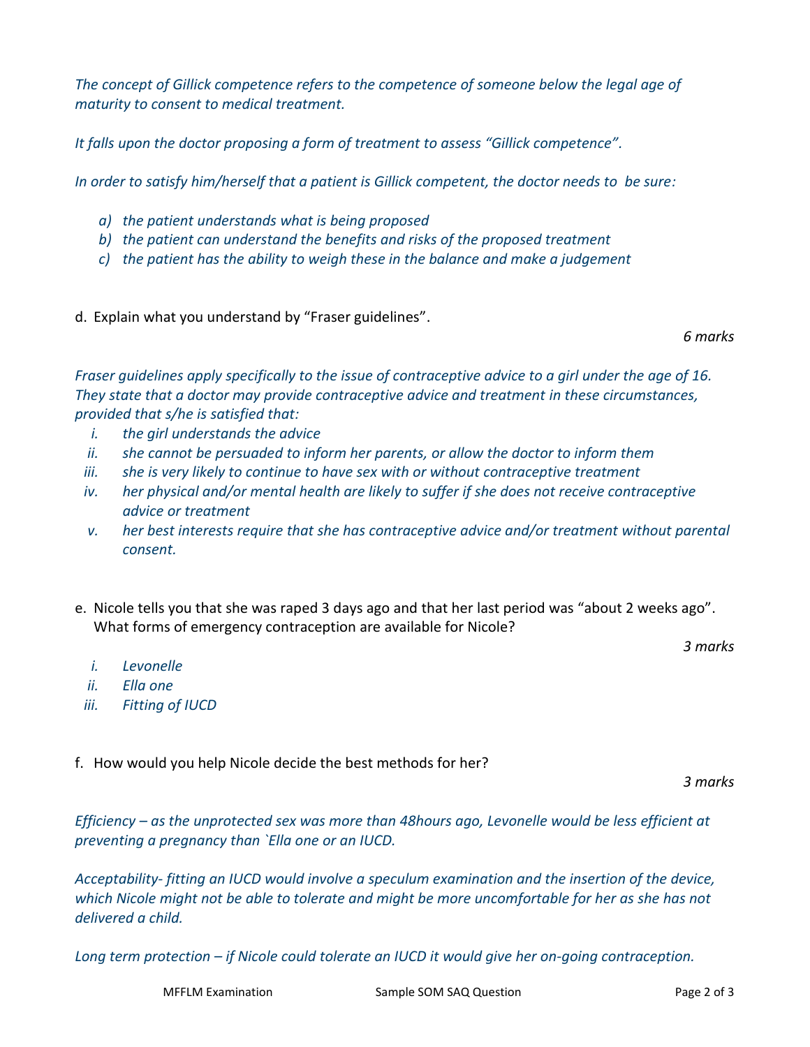*The concept of Gillick competence refers to the competence of someone below the legal age of maturity to consent to medical treatment.*

*It falls upon the doctor proposing a form of treatment to assess "Gillick competence".*

*In order to satisfy him/herself that a patient is Gillick competent, the doctor needs to be sure:*

- a) *the patient understands what is being proposed*
- b) *the patient can understand the benefits and risks of the proposed treatment*
- c) *the patient has the ability to weigh these in the balance and make a judgement*

d. Explain what you understand by "Fraser guidelines".

*6 marks*

*Fraser guidelines apply specifically to the issue of contraceptive advice to a girl under the age of 16. They state that a doctor may provide contraceptive advice and treatment in these circumstances, provided that s/he is satisfied that:*

- i. *the girl understands the advice*
- ii. *she cannot be persuaded to inform her parents, or allow the doctor to inform them*
- iii. *she is very likely to continue to have sex with or without contraceptive treatment*
- iv. *her physical and/or mental health are likely to suffer if she does not receive contraceptive advice or treatment*
- v. *her best interests require that she has contraceptive advice and/or treatment without parental consent.*

e. Nicole tells you that she was raped 3 days ago and that her last period was "about 2 weeks ago". What forms of emergency contraception are available for Nicole?

*3 marks*

- i. *Levonelle*
- ii. *Ella one*
- iii. *Fitting of IUCD*

f. How would you help Nicole decide the best methods for her?

*3 marks*

*Efficiency – as the unprotected sex was more than 48hours ago, Levonelle would be less efficient at preventing a pregnancy than `Ella one or an IUCD.*

*Acceptability- fitting an IUCD would involve a speculum examination and the insertion of the device, which Nicole might not be able to tolerate and might be more uncomfortable for her as she has not delivered a child.*

*Long term protection – if Nicole could tolerate an IUCD it would give her on-going contraception.*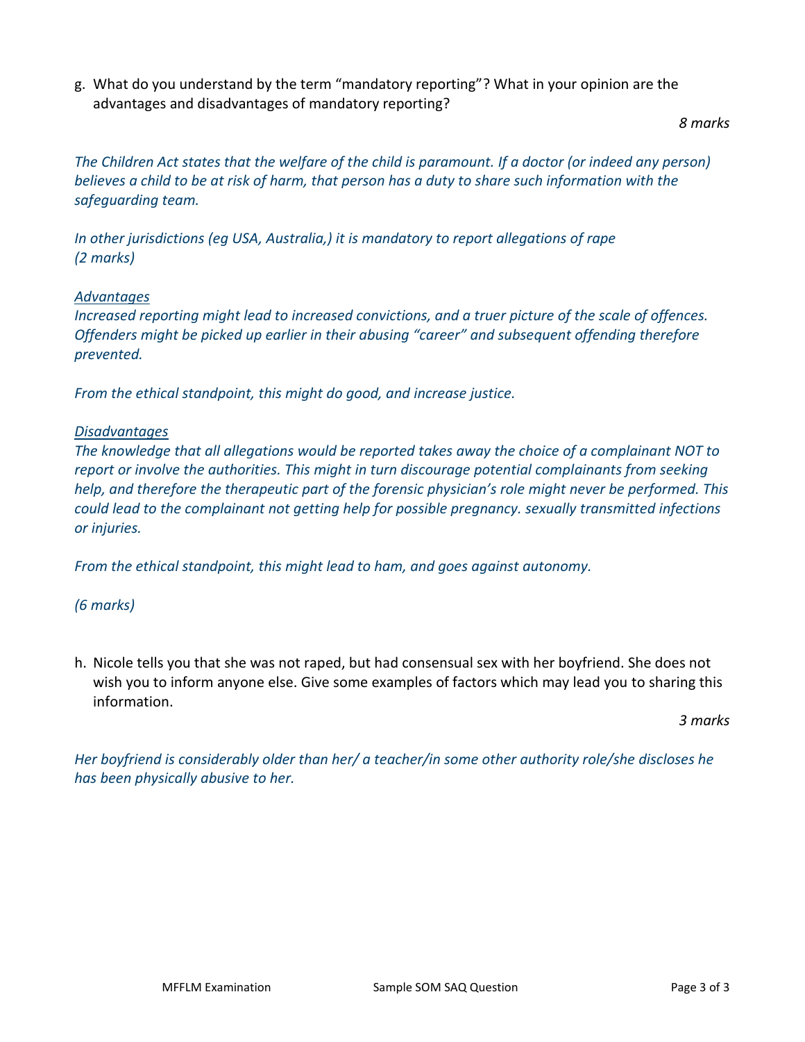g. What do you understand by the term "mandatory reporting"? What in your opinion are the advantages and disadvantages of mandatory reporting?

*8 marks*

*The Children Act states that the welfare of the child is paramount. If a doctor (or indeed any person) believes a child to be at risk of harm, that person has a duty to share such information with the safeguarding team.*

*In other jurisdictions (eg USA, Australia,) it is mandatory to report allegations of rape (2 marks)*

*<u>Advantages</u>*
*Increased reporting might lead to increased convictions, and a truer picture of the scale of offences. Offenders might be picked up earlier in their abusing "career" and subsequent offending therefore prevented.*

*From the ethical standpoint, this might do good, and increase justice.*

*<u>Disadvantages</u>*
*The knowledge that all allegations would be reported takes away the choice of a complainant NOT to report or involve the authorities. This might in turn discourage potential complainants from seeking help, and therefore the therapeutic part of the forensic physician's role might never be performed. This could lead to the complainant not getting help for possible pregnancy. sexually transmitted infections or injuries.*

*From the ethical standpoint, this might lead to ham, and goes against autonomy.*

*(6 marks)*

h. Nicole tells you that she was not raped, but had consensual sex with her boyfriend. She does not wish you to inform anyone else. Give some examples of factors which may lead you to sharing this information.

*3 marks*

*Her boyfriend is considerably older than her/ a teacher/in some other authority role/she discloses he has been physically abusive to her.*